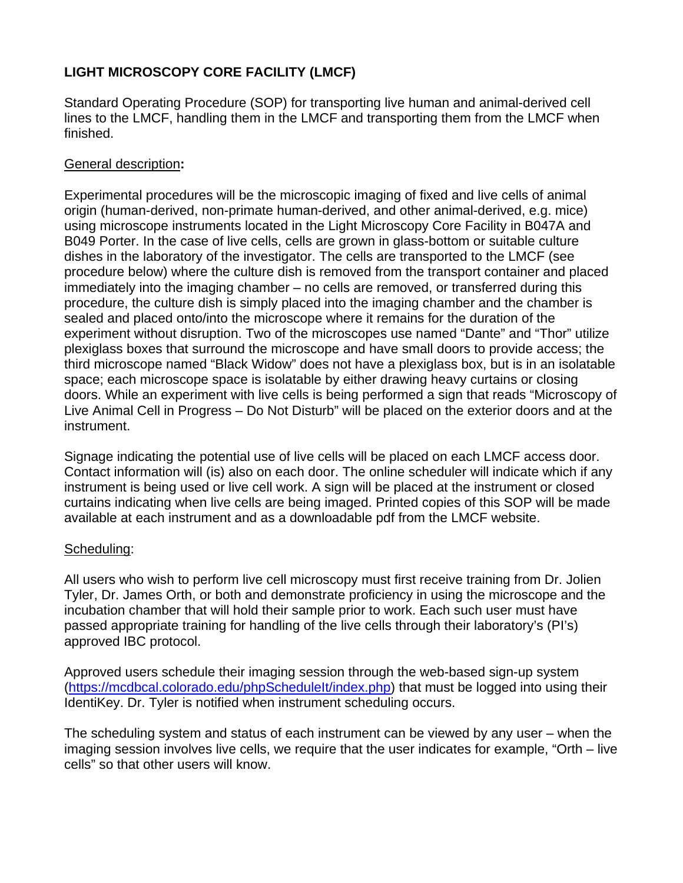**LIGHT MICROSCOPY CORE FACILITY (LMCF)**

Standard Operating Procedure (SOP) for transporting live human and animal-derived cell lines to the LMCF, handling them in the LMCF and transporting them from the LMCF when finished.

General description**:**

Experimental procedures will be the microscopic imaging of fixed and live cells of animal origin (human-derived, non-primate human-derived, and other animal-derived, e.g. mice) using microscope instruments located in the Light Microscopy Core Facility in B047A and B049 Porter. In the case of live cells, cells are grown in glass-bottom or suitable culture dishes in the laboratory of the investigator. The cells are transported to the LMCF (see procedure below) where the culture dish is removed from the transport container and placed immediately into the imaging chamber – no cells are removed, or transferred during this procedure, the culture dish is simply placed into the imaging chamber and the chamber is sealed and placed onto/into the microscope where it remains for the duration of the experiment without disruption. Two of the microscopes use named "Dante" and "Thor" utilize plexiglass boxes that surround the microscope and have small doors to provide access; the third microscope named "Black Widow" does not have a plexiglass box, but is in an isolatable space; each microscope space is isolatable by either drawing heavy curtains or closing doors. While an experiment with live cells is being performed a sign that reads "Microscopy of Live Animal Cell in Progress – Do Not Disturb" will be placed on the exterior doors and at the instrument.

Signage indicating the potential use of live cells will be placed on each LMCF access door. Contact information will (is) also on each door. The online scheduler will indicate which if any instrument is being used or live cell work. A sign will be placed at the instrument or closed curtains indicating when live cells are being imaged. Printed copies of this SOP will be made available at each instrument and as a downloadable pdf from the LMCF website.

Scheduling:

All users who wish to perform live cell microscopy must first receive training from Dr. Jolien Tyler, Dr. James Orth, or both and demonstrate proficiency in using the microscope and the incubation chamber that will hold their sample prior to work. Each such user must have passed appropriate training for handling of the live cells through their laboratory's (PI's) approved IBC protocol.

Approved users schedule their imaging session through the web-based sign-up system (https://mcdbcal.colorado.edu/phpScheduleIt/index.php) that must be logged into using their IdentiKey. Dr. Tyler is notified when instrument scheduling occurs.

The scheduling system and status of each instrument can be viewed by any user – when the imaging session involves live cells, we require that the user indicates for example, "Orth – live cells" so that other users will know.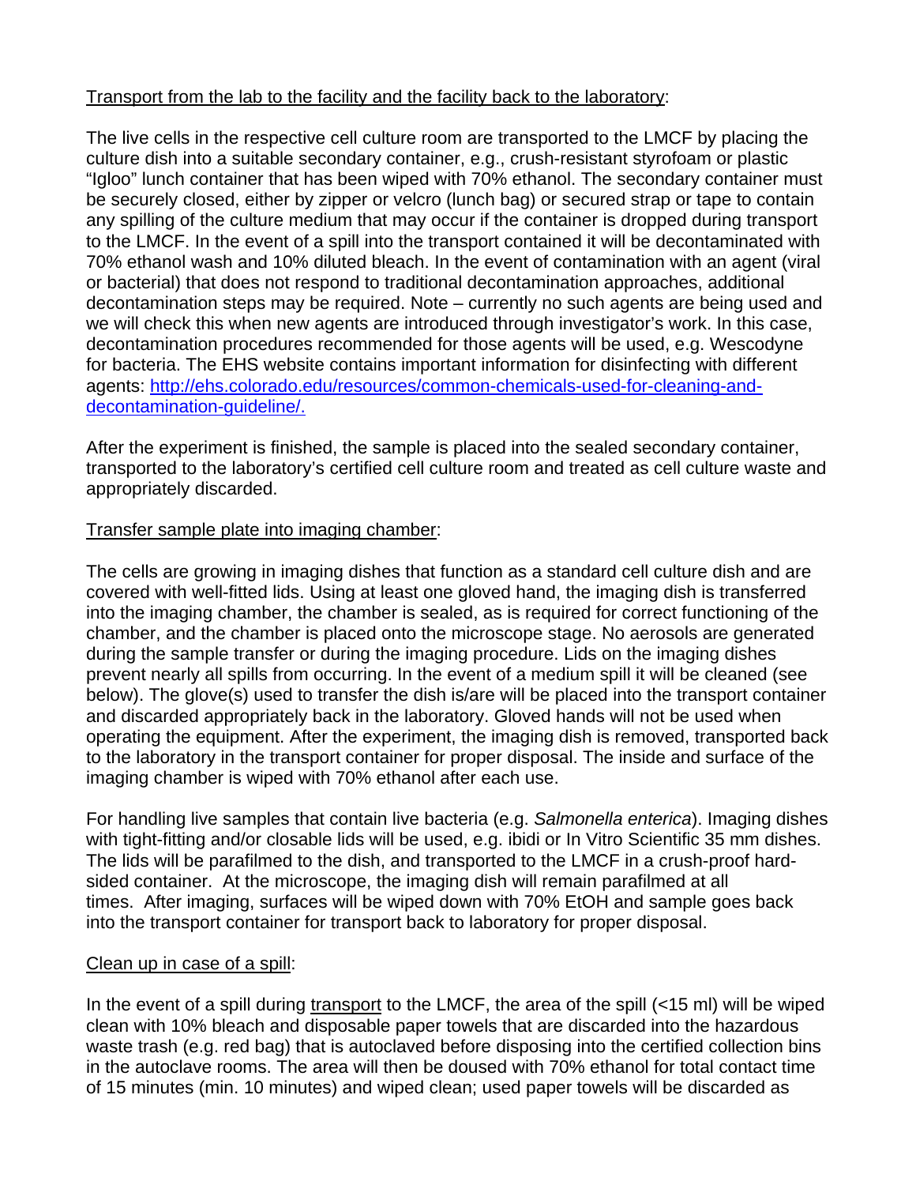Transport from the lab to the facility and the facility back to the laboratory:

The live cells in the respective cell culture room are transported to the LMCF by placing the culture dish into a suitable secondary container, e.g., crush-resistant styrofoam or plastic "Igloo" lunch container that has been wiped with 70% ethanol. The secondary container must be securely closed, either by zipper or velcro (lunch bag) or secured strap or tape to contain any spilling of the culture medium that may occur if the container is dropped during transport to the LMCF. In the event of a spill into the transport contained it will be decontaminated with 70% ethanol wash and 10% diluted bleach. In the event of contamination with an agent (viral or bacterial) that does not respond to traditional decontamination approaches, additional decontamination steps may be required. Note – currently no such agents are being used and we will check this when new agents are introduced through investigator's work. In this case, decontamination procedures recommended for those agents will be used, e.g. Wescodyne for bacteria. The EHS website contains important information for disinfecting with different agents: [http://ehs.colorado.edu/resources/common-chemicals-used-for-cleaning-and-decontamination-guideline/.](http://ehs.colorado.edu/resources/common-chemicals-used-for-cleaning-and-decontamination-guideline/)

After the experiment is finished, the sample is placed into the sealed secondary container, transported to the laboratory's certified cell culture room and treated as cell culture waste and appropriately discarded.

Transfer sample plate into imaging chamber:

The cells are growing in imaging dishes that function as a standard cell culture dish and are covered with well-fitted lids. Using at least one gloved hand, the imaging dish is transferred into the imaging chamber, the chamber is sealed, as is required for correct functioning of the chamber, and the chamber is placed onto the microscope stage. No aerosols are generated during the sample transfer or during the imaging procedure. Lids on the imaging dishes prevent nearly all spills from occurring. In the event of a medium spill it will be cleaned (see below). The glove(s) used to transfer the dish is/are will be placed into the transport container and discarded appropriately back in the laboratory. Gloved hands will not be used when operating the equipment. After the experiment, the imaging dish is removed, transported back to the laboratory in the transport container for proper disposal. The inside and surface of the imaging chamber is wiped with 70% ethanol after each use.

For handling live samples that contain live bacteria (e.g. *Salmonella enterica*). Imaging dishes with tight-fitting and/or closable lids will be used, e.g. ibidi or In Vitro Scientific 35 mm dishes. The lids will be parafilmed to the dish, and transported to the LMCF in a crush-proof hard-sided container. At the microscope, the imaging dish will remain parafilmed at all times. After imaging, surfaces will be wiped down with 70% EtOH and sample goes back into the transport container for transport back to laboratory for proper disposal.

Clean up in case of a spill:

In the event of a spill during transport to the LMCF, the area of the spill (<15 ml) will be wiped clean with 10% bleach and disposable paper towels that are discarded into the hazardous waste trash (e.g. red bag) that is autoclaved before disposing into the certified collection bins in the autoclave rooms. The area will then be doused with 70% ethanol for total contact time of 15 minutes (min. 10 minutes) and wiped clean; used paper towels will be discarded as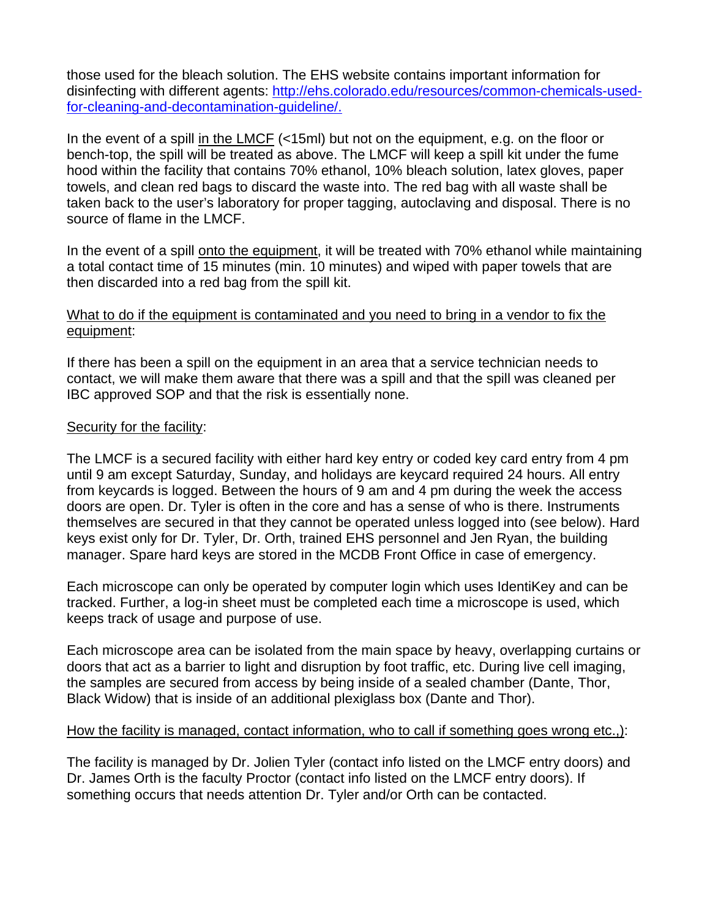those used for the bleach solution. The EHS website contains important information for disinfecting with different agents: [http://ehs.colorado.edu/resources/common-chemicals-used-for-cleaning-and-decontamination-guideline/.](http://ehs.colorado.edu/resources/common-chemicals-used-for-cleaning-and-decontamination-guideline/)

In the event of a spill <u>in the LMCF</u> (<15ml) but not on the equipment, e.g. on the floor or bench-top, the spill will be treated as above. The LMCF will keep a spill kit under the fume hood within the facility that contains 70% ethanol, 10% bleach solution, latex gloves, paper towels, and clean red bags to discard the waste into. The red bag with all waste shall be taken back to the user's laboratory for proper tagging, autoclaving and disposal. There is no source of flame in the LMCF.

In the event of a spill <u>onto the equipment</u>, it will be treated with 70% ethanol while maintaining a total contact time of 15 minutes (min. 10 minutes) and wiped with paper towels that are then discarded into a red bag from the spill kit.

<u>What to do if the equipment is contaminated and you need to bring in a vendor to fix the equipment</u>:

If there has been a spill on the equipment in an area that a service technician needs to contact, we will make them aware that there was a spill and that the spill was cleaned per IBC approved SOP and that the risk is essentially none.

<u>Security for the facility</u>:

The LMCF is a secured facility with either hard key entry or coded key card entry from 4 pm until 9 am except Saturday, Sunday, and holidays are keycard required 24 hours. All entry from keycards is logged. Between the hours of 9 am and 4 pm during the week the access doors are open. Dr. Tyler is often in the core and has a sense of who is there. Instruments themselves are secured in that they cannot be operated unless logged into (see below). Hard keys exist only for Dr. Tyler, Dr. Orth, trained EHS personnel and Jen Ryan, the building manager. Spare hard keys are stored in the MCDB Front Office in case of emergency.

Each microscope can only be operated by computer login which uses IdentiKey and can be tracked. Further, a log-in sheet must be completed each time a microscope is used, which keeps track of usage and purpose of use.

Each microscope area can be isolated from the main space by heavy, overlapping curtains or doors that act as a barrier to light and disruption by foot traffic, etc. During live cell imaging, the samples are secured from access by being inside of a sealed chamber (Dante, Thor, Black Widow) that is inside of an additional plexiglass box (Dante and Thor).

<u>How the facility is managed, contact information, who to call if something goes wrong etc.,)</u>:

The facility is managed by Dr. Jolien Tyler (contact info listed on the LMCF entry doors) and Dr. James Orth is the faculty Proctor (contact info listed on the LMCF entry doors). If something occurs that needs attention Dr. Tyler and/or Orth can be contacted.